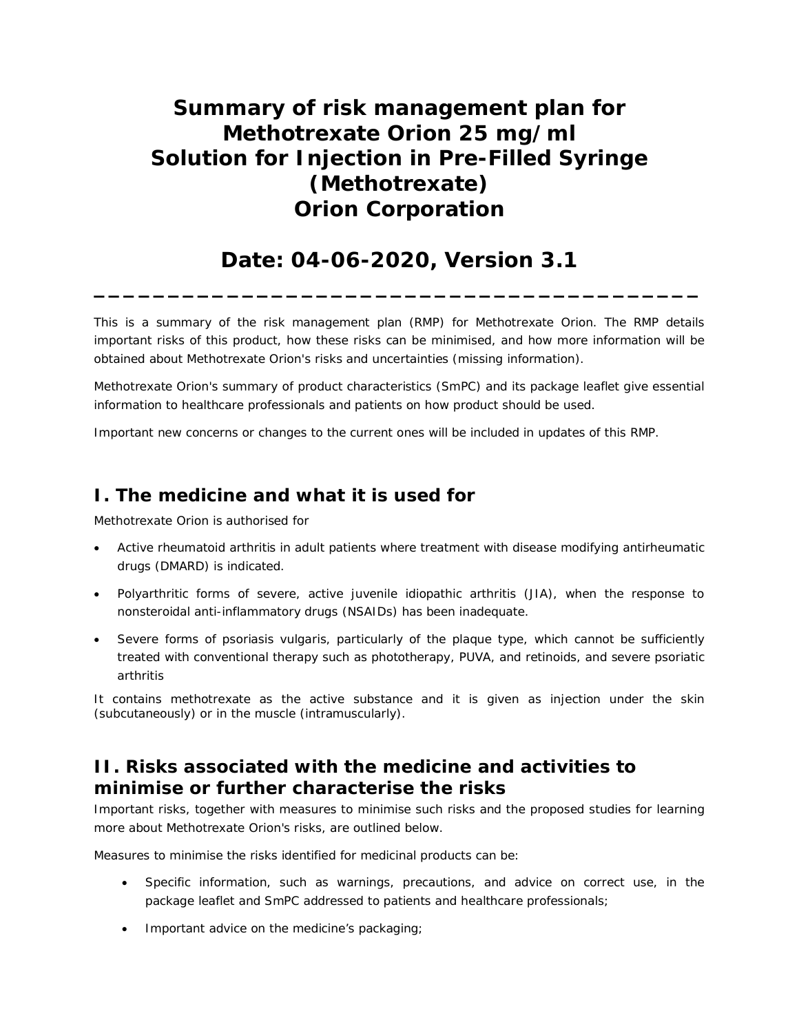# Summary of risk management plan for Methotrexate Orion 25 mg/ml Solution for Injection in Pre-Filled Syringe (Methotrexate) Orion Corporation

## Date: 04-06-2020, Version 3.1

---

This is a summary of the risk management plan (RMP) for Methotrexate Orion. The RMP details important risks of this product, how these risks can be minimised, and how more information will be obtained about Methotrexate Orion's risks and uncertainties (missing information).

Methotrexate Orion's summary of product characteristics (SmPC) and its package leaflet give essential information to healthcare professionals and patients on how product should be used.

Important new concerns or changes to the current ones will be included in updates of this RMP.

## I. The medicine and what it is used for

Methotrexate Orion is authorised for

- Active rheumatoid arthritis in adult patients where treatment with disease modifying antirheumatic drugs (DMARD) is indicated.
- Polyarthritic forms of severe, active juvenile idiopathic arthritis (JIA), when the response to nonsteroidal anti-inflammatory drugs (NSAIDs) has been inadequate.
- Severe forms of psoriasis vulgaris, particularly of the plaque type, which cannot be sufficiently treated with conventional therapy such as phototherapy, PUVA, and retinoids, and severe psoriatic arthritis

It contains methotrexate as the active substance and it is given as injection under the skin (subcutaneously) or in the muscle (intramuscularly).

## II. Risks associated with the medicine and activities to minimise or further characterise the risks

Important risks, together with measures to minimise such risks and the proposed studies for learning more about Methotrexate Orion's risks, are outlined below.

Measures to minimise the risks identified for medicinal products can be:

- Specific information, such as warnings, precautions, and advice on correct use, in the package leaflet and SmPC addressed to patients and healthcare professionals;
- Important advice on the medicine's packaging;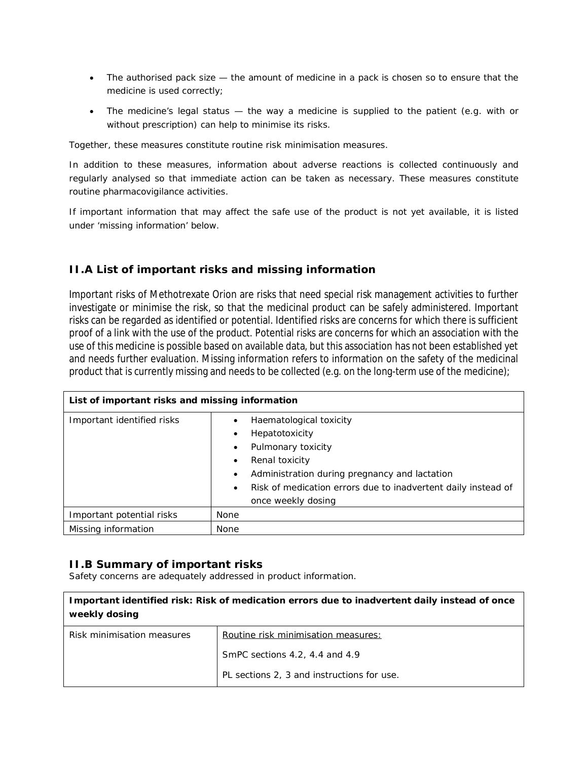- The authorised pack size — the amount of medicine in a pack is chosen so to ensure that the medicine is used correctly;
- The medicine's legal status — the way a medicine is supplied to the patient (e.g. with or without prescription) can help to minimise its risks.

Together, these measures constitute routine risk minimisation measures.

In addition to these measures, information about adverse reactions is collected continuously and regularly analysed so that immediate action can be taken as necessary. These measures constitute routine pharmacovigilance activities.

If important information that may affect the safe use of the product is not yet available, it is listed under 'missing information' below.

## II.A List of important risks and missing information

Important risks of Methotrexate Orion are risks that need special risk management activities to further investigate or minimise the risk, so that the medicinal product can be safely administered. Important risks can be regarded as identified or potential. Identified risks are concerns for which there is sufficient proof of a link with the use of the product. Potential risks are concerns for which an association with the use of this medicine is possible based on available data, but this association has not been established yet and needs further evaluation. Missing information refers to information on the safety of the medicinal product that is currently missing and needs to be collected (e.g. on the long-term use of the medicine);

| **List of important risks and missing information** | |
|---|---|
| Important identified risks | • Haematological toxicity<br>• Hepatotoxicity<br>• Pulmonary toxicity<br>• Renal toxicity<br>• Administration during pregnancy and lactation<br>• Risk of medication errors due to inadvertent daily instead of once weekly dosing |
| Important potential risks | None |
| Missing information | None |

## II.B Summary of important risks

Safety concerns are adequately addressed in product information.

| **Important identified risk: Risk of medication errors due to inadvertent daily instead of once weekly dosing** | |
|---|---|
| Risk minimisation measures | Routine risk minimisation measures:<br><br>SmPC sections 4.2, 4.4 and 4.9<br><br>PL sections 2, 3 and instructions for use. |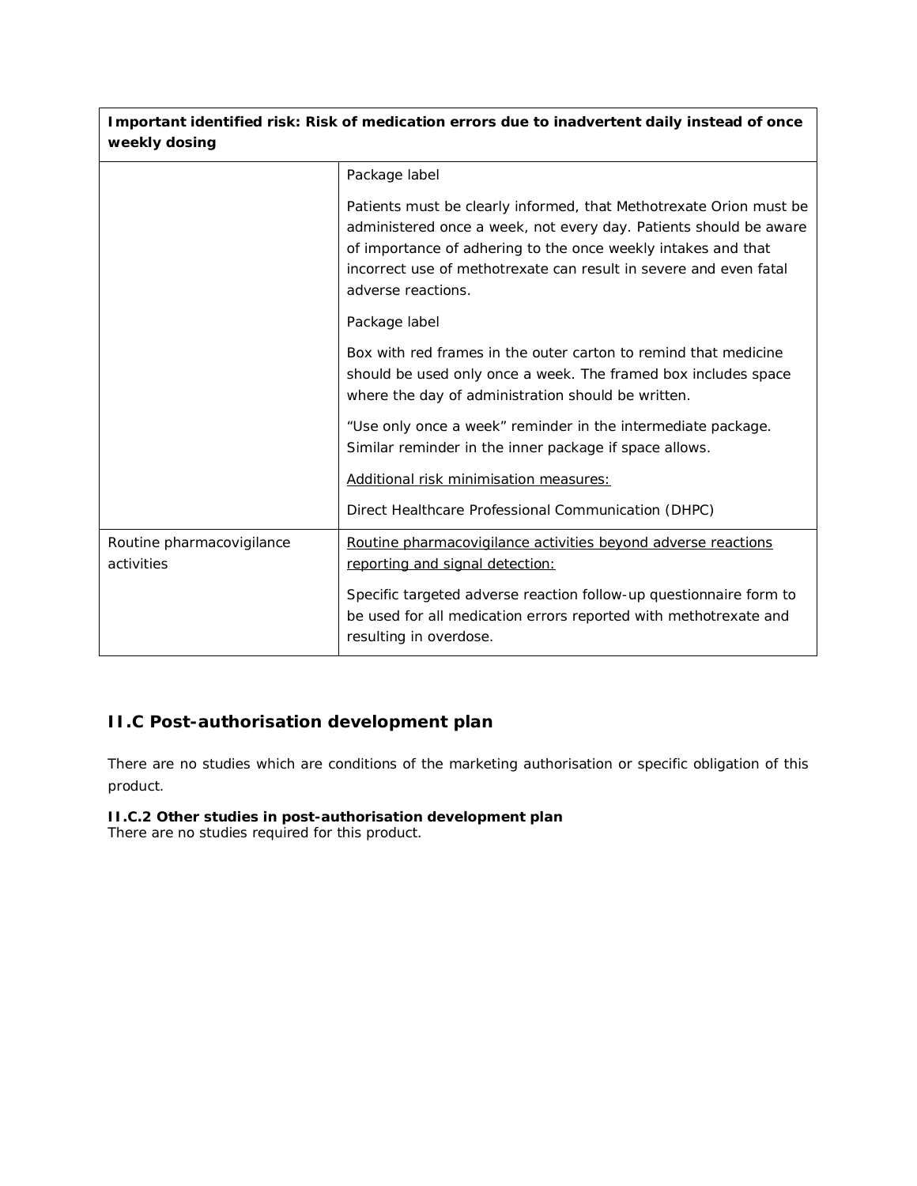| **Important identified risk: Risk of medication errors due to inadvertent daily instead of once weekly dosing** | |
|---|---|
| | Package label<br><br>Patients must be clearly informed, that Methotrexate Orion must be administered once a week, not every day. Patients should be aware of importance of adhering to the once weekly intakes and that incorrect use of methotrexate can result in severe and even fatal adverse reactions.<br><br>Package label<br><br>Box with red frames in the outer carton to remind that medicine should be used only once a week. The framed box includes space where the day of administration should be written.<br><br>"Use only once a week" reminder in the intermediate package. Similar reminder in the inner package if space allows.<br><br><u>Additional risk minimisation measures:</u><br><br>Direct Healthcare Professional Communication (DHPC) |
| Routine pharmacovigilance activities | <u>Routine pharmacovigilance activities beyond adverse reactions reporting and signal detection:</u><br><br>Specific targeted adverse reaction follow-up questionnaire form to be used for all medication errors reported with methotrexate and resulting in overdose. |

## II.C Post-authorisation development plan

There are no studies which are conditions of the marketing authorisation or specific obligation of this product.

**II.C.2 Other studies in post-authorisation development plan**

There are no studies required for this product.